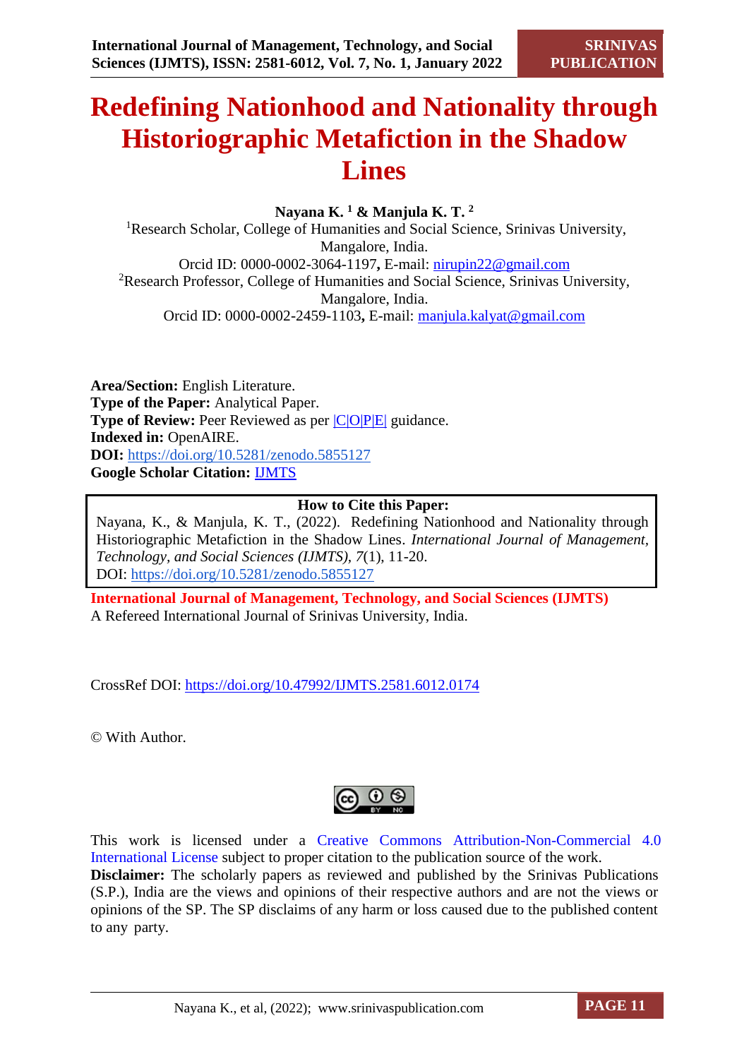# Redefining Nationhood and Nationality through Historiographic Metafiction in the Shadow Lines

**Nayana K. [1] & Manjula K. T. [2]**

[1]Research Scholar, College of Humanities and Social Science, Srinivas University, Mangalore, India.
Orcid ID: 0000-0002-3064-1197, E-mail: nirupin22@gmail.com

[2]Research Professor, College of Humanities and Social Science, Srinivas University, Mangalore, India.
Orcid ID: 0000-0002-2459-1103, E-mail: manjula.kalyat@gmail.com

**Area/Section:** English Literature.
**Type of the Paper:** Analytical Paper.
**Type of Review:** Peer Reviewed as per |C|O|P|E| guidance.
**Indexed in:** OpenAIRE.
**DOI:** https://doi.org/10.5281/zenodo.5855127
**Google Scholar Citation:** IJMTS

**How to Cite this Paper:**
Nayana, K., & Manjula, K. T., (2022). Redefining Nationhood and Nationality through Historiographic Metafiction in the Shadow Lines. *International Journal of Management, Technology, and Social Sciences (IJMTS), 7*(1), 11-20.
DOI: https://doi.org/10.5281/zenodo.5855127

**International Journal of Management, Technology, and Social Sciences (IJMTS)**
A Refereed International Journal of Srinivas University, India.

CrossRef DOI: https://doi.org/10.47992/IJMTS.2581.6012.0174

© With Author.

This work is licensed under a Creative Commons Attribution-Non-Commercial 4.0 International License subject to proper citation to the publication source of the work.
**Disclaimer:** The scholarly papers as reviewed and published by the Srinivas Publications (S.P.), India are the views and opinions of their respective authors and are not the views or opinions of the SP. The SP disclaims of any harm or loss caused due to the published content to any party.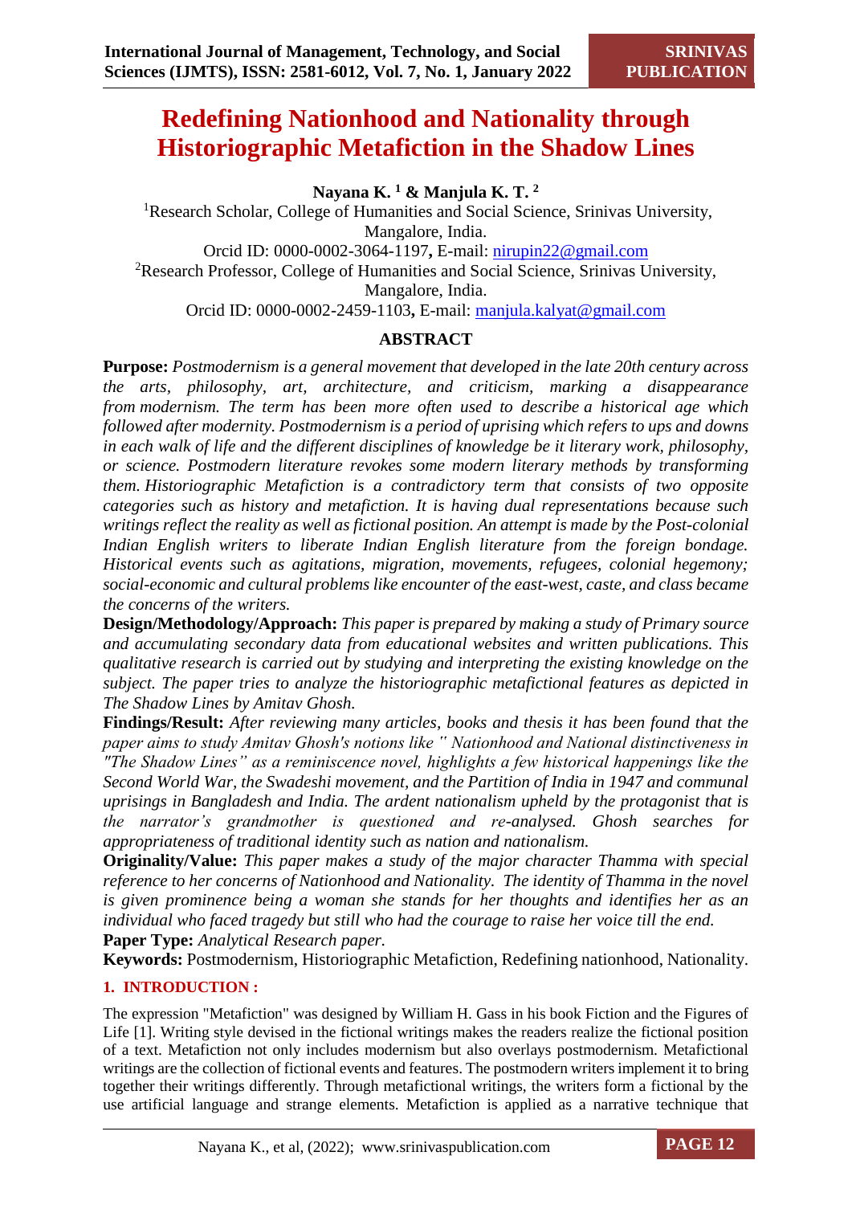# Redefining Nationhood and Nationality through Historiographic Metafiction in the Shadow Lines

**Nayana K.** [1] **& Manjula K. T.** [2]

[1] Research Scholar, College of Humanities and Social Science, Srinivas University, Mangalore, India.
Orcid ID: 0000-0002-3064-1197, E-mail: nirupin22@gmail.com

[2] Research Professor, College of Humanities and Social Science, Srinivas University, Mangalore, India.
Orcid ID: 0000-0002-2459-1103, E-mail: manjula.kalyat@gmail.com

## ABSTRACT

**Purpose:** *Postmodernism is a general movement that developed in the late 20th century across the arts, philosophy, art, architecture, and criticism, marking a disappearance from modernism. The term has been more often used to describe a historical age which followed after modernity. Postmodernism is a period of uprising which refers to ups and downs in each walk of life and the different disciplines of knowledge be it literary work, philosophy, or science. Postmodern literature revokes some modern literary methods by transforming them. Historiographic Metafiction is a contradictory term that consists of two opposite categories such as history and metafiction. It is having dual representations because such writings reflect the reality as well as fictional position. An attempt is made by the Post-colonial Indian English writers to liberate Indian English literature from the foreign bondage. Historical events such as agitations, migration, movements, refugees, colonial hegemony; social-economic and cultural problems like encounter of the east-west, caste, and class became the concerns of the writers.*

**Design/Methodology/Approach:** *This paper is prepared by making a study of Primary source and accumulating secondary data from educational websites and written publications. This qualitative research is carried out by studying and interpreting the existing knowledge on the subject. The paper tries to analyze the historiographic metafictional features as depicted in The Shadow Lines by Amitav Ghosh.*

**Findings/Result:** *After reviewing many articles, books and thesis it has been found that the paper aims to study Amitav Ghosh's notions like " Nationhood and National distinctiveness in "The Shadow Lines" as a reminiscence novel, highlights a few historical happenings like the Second World War, the Swadeshi movement, and the Partition of India in 1947 and communal uprisings in Bangladesh and India. The ardent nationalism upheld by the protagonist that is the narrator's grandmother is questioned and re-analysed. Ghosh searches for appropriateness of traditional identity such as nation and nationalism.*

**Originality/Value:** *This paper makes a study of the major character Thamma with special reference to her concerns of Nationhood and Nationality. The identity of Thamma in the novel is given prominence being a woman she stands for her thoughts and identifies her as an individual who faced tragedy but still who had the courage to raise her voice till the end.*

**Paper Type:** *Analytical Research paper.*

**Keywords:** Postmodernism, Historiographic Metafiction, Redefining nationhood, Nationality.

## 1. INTRODUCTION :

The expression "Metafiction" was designed by William H. Gass in his book Fiction and the Figures of Life [1]. Writing style devised in the fictional writings makes the readers realize the fictional position of a text. Metafiction not only includes modernism but also overlays postmodernism. Metafictional writings are the collection of fictional events and features. The postmodern writers implement it to bring together their writings differently. Through metafictional writings, the writers form a fictional by the use artificial language and strange elements. Metafiction is applied as a narrative technique that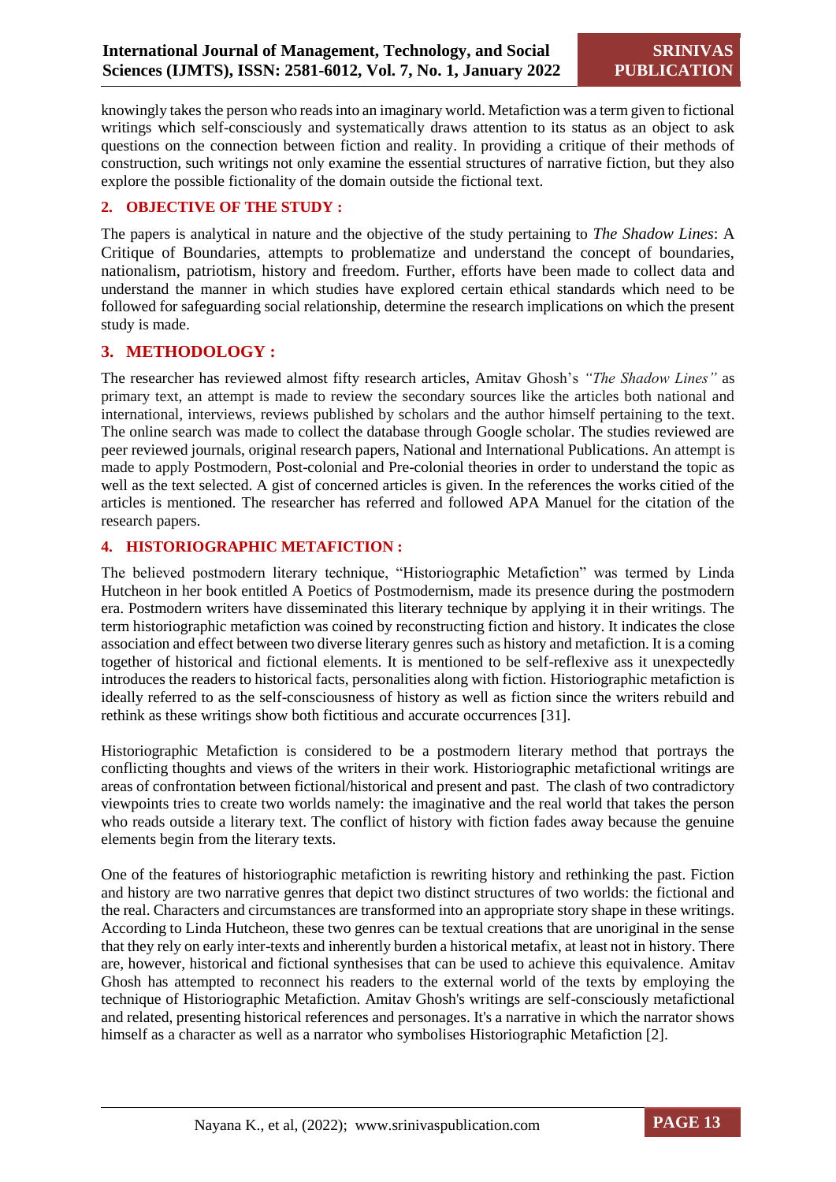knowingly takes the person who reads into an imaginary world. Metafiction was a term given to fictional writings which self-consciously and systematically draws attention to its status as an object to ask questions on the connection between fiction and reality. In providing a critique of their methods of construction, such writings not only examine the essential structures of narrative fiction, but they also explore the possible fictionality of the domain outside the fictional text.

## 2. OBJECTIVE OF THE STUDY :

The papers is analytical in nature and the objective of the study pertaining to *The Shadow Lines*: A Critique of Boundaries, attempts to problematize and understand the concept of boundaries, nationalism, patriotism, history and freedom. Further, efforts have been made to collect data and understand the manner in which studies have explored certain ethical standards which need to be followed for safeguarding social relationship, determine the research implications on which the present study is made.

## 3. METHODOLOGY :

The researcher has reviewed almost fifty research articles, Amitav Ghosh's *"The Shadow Lines"* as primary text, an attempt is made to review the secondary sources like the articles both national and international, interviews, reviews published by scholars and the author himself pertaining to the text. The online search was made to collect the database through Google scholar. The studies reviewed are peer reviewed journals, original research papers, National and International Publications. An attempt is made to apply Postmodern, Post-colonial and Pre-colonial theories in order to understand the topic as well as the text selected. A gist of concerned articles is given. In the references the works citied of the articles is mentioned. The researcher has referred and followed APA Manuel for the citation of the research papers.

## 4. HISTORIOGRAPHIC METAFICTION :

The believed postmodern literary technique, "Historiographic Metafiction" was termed by Linda Hutcheon in her book entitled A Poetics of Postmodernism, made its presence during the postmodern era. Postmodern writers have disseminated this literary technique by applying it in their writings. The term historiographic metafiction was coined by reconstructing fiction and history. It indicates the close association and effect between two diverse literary genres such as history and metafiction. It is a coming together of historical and fictional elements. It is mentioned to be self-reflexive ass it unexpectedly introduces the readers to historical facts, personalities along with fiction. Historiographic metafiction is ideally referred to as the self-consciousness of history as well as fiction since the writers rebuild and rethink as these writings show both fictitious and accurate occurrences [31].

Historiographic Metafiction is considered to be a postmodern literary method that portrays the conflicting thoughts and views of the writers in their work. Historiographic metafictional writings are areas of confrontation between fictional/historical and present and past. The clash of two contradictory viewpoints tries to create two worlds namely: the imaginative and the real world that takes the person who reads outside a literary text. The conflict of history with fiction fades away because the genuine elements begin from the literary texts.

One of the features of historiographic metafiction is rewriting history and rethinking the past. Fiction and history are two narrative genres that depict two distinct structures of two worlds: the fictional and the real. Characters and circumstances are transformed into an appropriate story shape in these writings. According to Linda Hutcheon, these two genres can be textual creations that are unoriginal in the sense that they rely on early inter-texts and inherently burden a historical metafix, at least not in history. There are, however, historical and fictional synthesises that can be used to achieve this equivalence. Amitav Ghosh has attempted to reconnect his readers to the external world of the texts by employing the technique of Historiographic Metafiction. Amitav Ghosh's writings are self-consciously metafictional and related, presenting historical references and personages. It's a narrative in which the narrator shows himself as a character as well as a narrator who symbolises Historiographic Metafiction [2].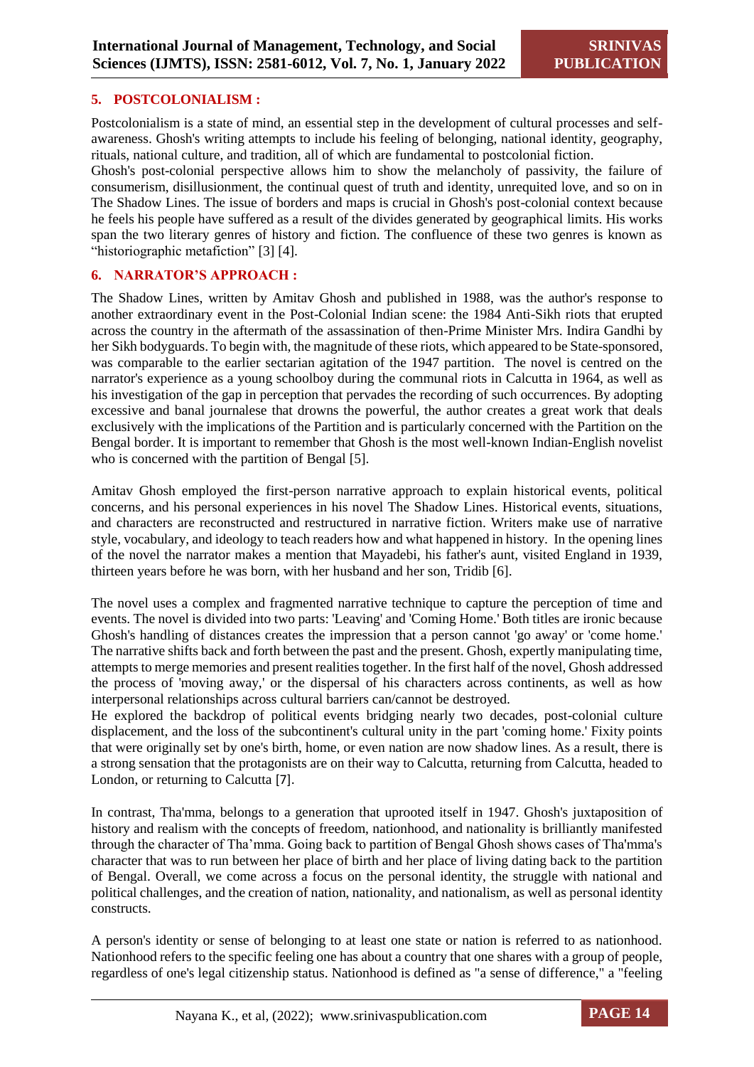## 5. POSTCOLONIALISM :

Postcolonialism is a state of mind, an essential step in the development of cultural processes and self-awareness. Ghosh's writing attempts to include his feeling of belonging, national identity, geography, rituals, national culture, and tradition, all of which are fundamental to postcolonial fiction.

Ghosh's post-colonial perspective allows him to show the melancholy of passivity, the failure of consumerism, disillusionment, the continual quest of truth and identity, unrequited love, and so on in The Shadow Lines. The issue of borders and maps is crucial in Ghosh's post-colonial context because he feels his people have suffered as a result of the divides generated by geographical limits. His works span the two literary genres of history and fiction. The confluence of these two genres is known as "historiographic metafiction" [3] [4].

## 6. NARRATOR'S APPROACH :

The Shadow Lines, written by Amitav Ghosh and published in 1988, was the author's response to another extraordinary event in the Post-Colonial Indian scene: the 1984 Anti-Sikh riots that erupted across the country in the aftermath of the assassination of then-Prime Minister Mrs. Indira Gandhi by her Sikh bodyguards. To begin with, the magnitude of these riots, which appeared to be State-sponsored, was comparable to the earlier sectarian agitation of the 1947 partition. The novel is centred on the narrator's experience as a young schoolboy during the communal riots in Calcutta in 1964, as well as his investigation of the gap in perception that pervades the recording of such occurrences. By adopting excessive and banal journalese that drowns the powerful, the author creates a great work that deals exclusively with the implications of the Partition and is particularly concerned with the Partition on the Bengal border. It is important to remember that Ghosh is the most well-known Indian-English novelist who is concerned with the partition of Bengal [5].

Amitav Ghosh employed the first-person narrative approach to explain historical events, political concerns, and his personal experiences in his novel The Shadow Lines. Historical events, situations, and characters are reconstructed and restructured in narrative fiction. Writers make use of narrative style, vocabulary, and ideology to teach readers how and what happened in history. In the opening lines of the novel the narrator makes a mention that Mayadebi, his father's aunt, visited England in 1939, thirteen years before he was born, with her husband and her son, Tridib [6].

The novel uses a complex and fragmented narrative technique to capture the perception of time and events. The novel is divided into two parts: 'Leaving' and 'Coming Home.' Both titles are ironic because Ghosh's handling of distances creates the impression that a person cannot 'go away' or 'come home.' The narrative shifts back and forth between the past and the present. Ghosh, expertly manipulating time, attempts to merge memories and present realities together. In the first half of the novel, Ghosh addressed the process of 'moving away,' or the dispersal of his characters across continents, as well as how interpersonal relationships across cultural barriers can/cannot be destroyed.

He explored the backdrop of political events bridging nearly two decades, post-colonial culture displacement, and the loss of the subcontinent's cultural unity in the part 'coming home.' Fixity points that were originally set by one's birth, home, or even nation are now shadow lines. As a result, there is a strong sensation that the protagonists are on their way to Calcutta, returning from Calcutta, headed to London, or returning to Calcutta [7].

In contrast, Tha'mma, belongs to a generation that uprooted itself in 1947. Ghosh's juxtaposition of history and realism with the concepts of freedom, nationhood, and nationality is brilliantly manifested through the character of Tha'mma. Going back to partition of Bengal Ghosh shows cases of Tha'mma's character that was to run between her place of birth and her place of living dating back to the partition of Bengal. Overall, we come across a focus on the personal identity, the struggle with national and political challenges, and the creation of nation, nationality, and nationalism, as well as personal identity constructs.

A person's identity or sense of belonging to at least one state or nation is referred to as nationhood. Nationhood refers to the specific feeling one has about a country that one shares with a group of people, regardless of one's legal citizenship status. Nationhood is defined as "a sense of difference," a "feeling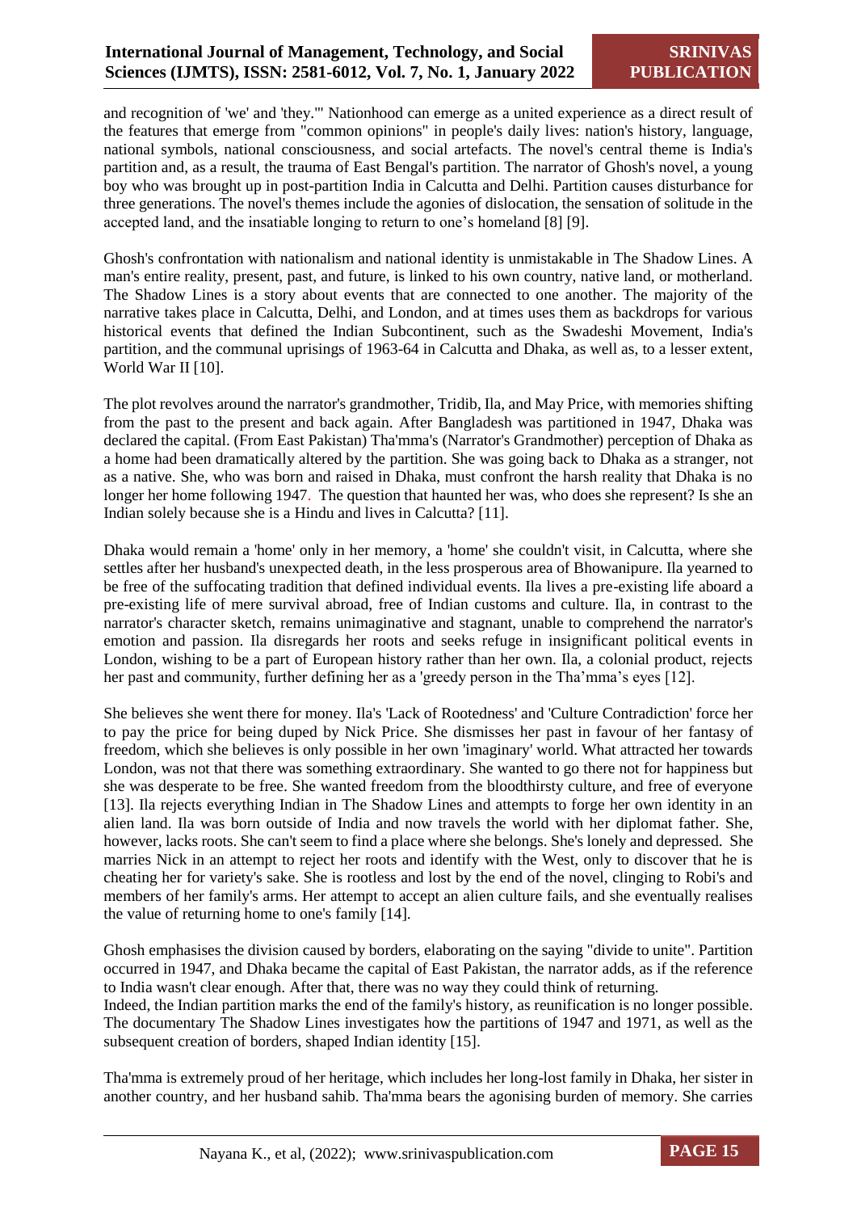and recognition of 'we' and 'they.'" Nationhood can emerge as a united experience as a direct result of the features that emerge from "common opinions" in people's daily lives: nation's history, language, national symbols, national consciousness, and social artefacts. The novel's central theme is India's partition and, as a result, the trauma of East Bengal's partition. The narrator of Ghosh's novel, a young boy who was brought up in post-partition India in Calcutta and Delhi. Partition causes disturbance for three generations. The novel's themes include the agonies of dislocation, the sensation of solitude in the accepted land, and the insatiable longing to return to one's homeland [8] [9].

Ghosh's confrontation with nationalism and national identity is unmistakable in The Shadow Lines. A man's entire reality, present, past, and future, is linked to his own country, native land, or motherland. The Shadow Lines is a story about events that are connected to one another. The majority of the narrative takes place in Calcutta, Delhi, and London, and at times uses them as backdrops for various historical events that defined the Indian Subcontinent, such as the Swadeshi Movement, India's partition, and the communal uprisings of 1963-64 in Calcutta and Dhaka, as well as, to a lesser extent, World War II [10].

The plot revolves around the narrator's grandmother, Tridib, Ila, and May Price, with memories shifting from the past to the present and back again. After Bangladesh was partitioned in 1947, Dhaka was declared the capital. (From East Pakistan) Tha'mma's (Narrator's Grandmother) perception of Dhaka as a home had been dramatically altered by the partition. She was going back to Dhaka as a stranger, not as a native. She, who was born and raised in Dhaka, must confront the harsh reality that Dhaka is no longer her home following 1947. The question that haunted her was, who does she represent? Is she an Indian solely because she is a Hindu and lives in Calcutta? [11].

Dhaka would remain a 'home' only in her memory, a 'home' she couldn't visit, in Calcutta, where she settles after her husband's unexpected death, in the less prosperous area of Bhowanipure. Ila yearned to be free of the suffocating tradition that defined individual events. Ila lives a pre-existing life aboard a pre-existing life of mere survival abroad, free of Indian customs and culture. Ila, in contrast to the narrator's character sketch, remains unimaginative and stagnant, unable to comprehend the narrator's emotion and passion. Ila disregards her roots and seeks refuge in insignificant political events in London, wishing to be a part of European history rather than her own. Ila, a colonial product, rejects her past and community, further defining her as a 'greedy person in the Tha'mma's eyes [12].

She believes she went there for money. Ila's 'Lack of Rootedness' and 'Culture Contradiction' force her to pay the price for being duped by Nick Price. She dismisses her past in favour of her fantasy of freedom, which she believes is only possible in her own 'imaginary' world. What attracted her towards London, was not that there was something extraordinary. She wanted to go there not for happiness but she was desperate to be free. She wanted freedom from the bloodthirsty culture, and free of everyone [13]. Ila rejects everything Indian in The Shadow Lines and attempts to forge her own identity in an alien land. Ila was born outside of India and now travels the world with her diplomat father. She, however, lacks roots. She can't seem to find a place where she belongs. She's lonely and depressed. She marries Nick in an attempt to reject her roots and identify with the West, only to discover that he is cheating her for variety's sake. She is rootless and lost by the end of the novel, clinging to Robi's and members of her family's arms. Her attempt to accept an alien culture fails, and she eventually realises the value of returning home to one's family [14].

Ghosh emphasises the division caused by borders, elaborating on the saying "divide to unite". Partition occurred in 1947, and Dhaka became the capital of East Pakistan, the narrator adds, as if the reference to India wasn't clear enough. After that, there was no way they could think of returning.
Indeed, the Indian partition marks the end of the family's history, as reunification is no longer possible. The documentary The Shadow Lines investigates how the partitions of 1947 and 1971, as well as the subsequent creation of borders, shaped Indian identity [15].

Tha'mma is extremely proud of her heritage, which includes her long-lost family in Dhaka, her sister in another country, and her husband sahib. Tha'mma bears the agonising burden of memory. She carries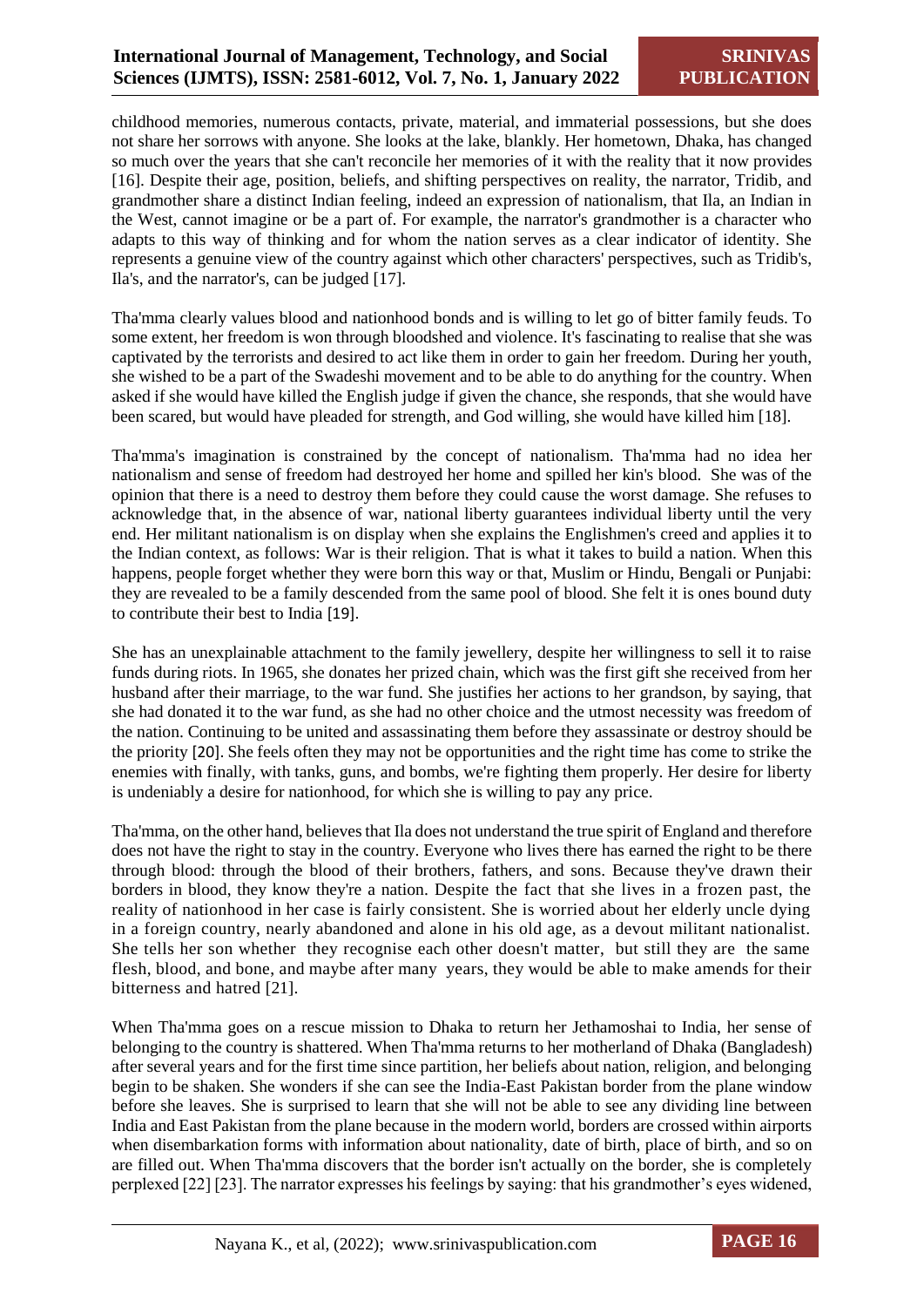childhood memories, numerous contacts, private, material, and immaterial possessions, but she does not share her sorrows with anyone. She looks at the lake, blankly. Her hometown, Dhaka, has changed so much over the years that she can't reconcile her memories of it with the reality that it now provides [16]. Despite their age, position, beliefs, and shifting perspectives on reality, the narrator, Tridib, and grandmother share a distinct Indian feeling, indeed an expression of nationalism, that Ila, an Indian in the West, cannot imagine or be a part of. For example, the narrator's grandmother is a character who adapts to this way of thinking and for whom the nation serves as a clear indicator of identity. She represents a genuine view of the country against which other characters' perspectives, such as Tridib's, Ila's, and the narrator's, can be judged [17].

Tha'mma clearly values blood and nationhood bonds and is willing to let go of bitter family feuds. To some extent, her freedom is won through bloodshed and violence. It's fascinating to realise that she was captivated by the terrorists and desired to act like them in order to gain her freedom. During her youth, she wished to be a part of the Swadeshi movement and to be able to do anything for the country. When asked if she would have killed the English judge if given the chance, she responds, that she would have been scared, but would have pleaded for strength, and God willing, she would have killed him [18].

Tha'mma's imagination is constrained by the concept of nationalism. Tha'mma had no idea her nationalism and sense of freedom had destroyed her home and spilled her kin's blood. She was of the opinion that there is a need to destroy them before they could cause the worst damage. She refuses to acknowledge that, in the absence of war, national liberty guarantees individual liberty until the very end. Her militant nationalism is on display when she explains the Englishmen's creed and applies it to the Indian context, as follows: War is their religion. That is what it takes to build a nation. When this happens, people forget whether they were born this way or that, Muslim or Hindu, Bengali or Punjabi: they are revealed to be a family descended from the same pool of blood. She felt it is ones bound duty to contribute their best to India [19].

She has an unexplainable attachment to the family jewellery, despite her willingness to sell it to raise funds during riots. In 1965, she donates her prized chain, which was the first gift she received from her husband after their marriage, to the war fund. She justifies her actions to her grandson, by saying, that she had donated it to the war fund, as she had no other choice and the utmost necessity was freedom of the nation. Continuing to be united and assassinating them before they assassinate or destroy should be the priority [20]. She feels often they may not be opportunities and the right time has come to strike the enemies with finally, with tanks, guns, and bombs, we're fighting them properly. Her desire for liberty is undeniably a desire for nationhood, for which she is willing to pay any price.

Tha'mma, on the other hand, believes that Ila does not understand the true spirit of England and therefore does not have the right to stay in the country. Everyone who lives there has earned the right to be there through blood: through the blood of their brothers, fathers, and sons. Because they've drawn their borders in blood, they know they're a nation. Despite the fact that she lives in a frozen past, the reality of nationhood in her case is fairly consistent. She is worried about her elderly uncle dying in a foreign country, nearly abandoned and alone in his old age, as a devout militant nationalist. She tells her son whether they recognise each other doesn't matter, but still they are the same flesh, blood, and bone, and maybe after many years, they would be able to make amends for their bitterness and hatred [21].

When Tha'mma goes on a rescue mission to Dhaka to return her Jethamoshai to India, her sense of belonging to the country is shattered. When Tha'mma returns to her motherland of Dhaka (Bangladesh) after several years and for the first time since partition, her beliefs about nation, religion, and belonging begin to be shaken. She wonders if she can see the India-East Pakistan border from the plane window before she leaves. She is surprised to learn that she will not be able to see any dividing line between India and East Pakistan from the plane because in the modern world, borders are crossed within airports when disembarkation forms with information about nationality, date of birth, place of birth, and so on are filled out. When Tha'mma discovers that the border isn't actually on the border, she is completely perplexed [22] [23]. The narrator expresses his feelings by saying: that his grandmother's eyes widened,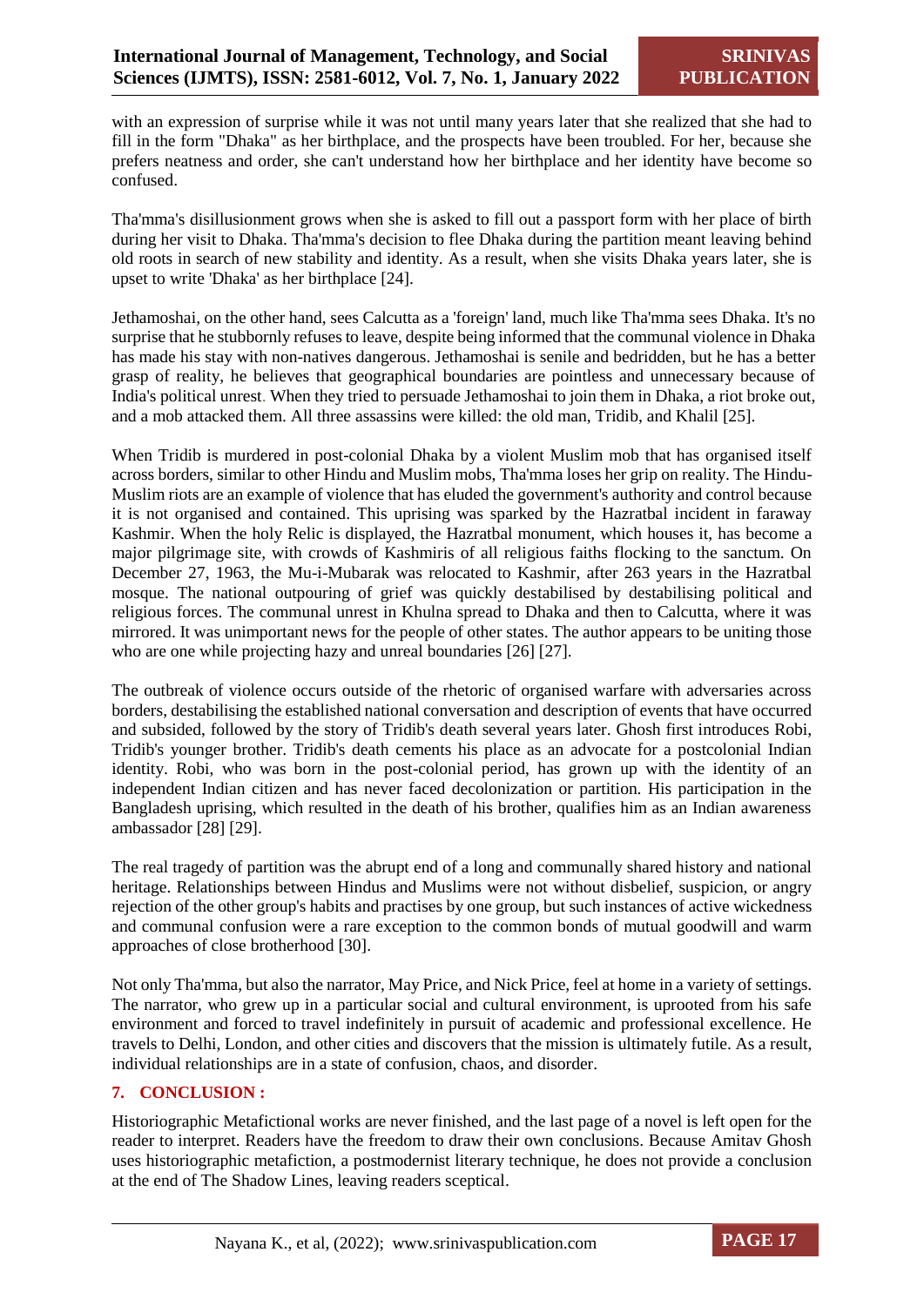with an expression of surprise while it was not until many years later that she realized that she had to fill in the form "Dhaka" as her birthplace, and the prospects have been troubled. For her, because she prefers neatness and order, she can't understand how her birthplace and her identity have become so confused.

Tha'mma's disillusionment grows when she is asked to fill out a passport form with her place of birth during her visit to Dhaka. Tha'mma's decision to flee Dhaka during the partition meant leaving behind old roots in search of new stability and identity. As a result, when she visits Dhaka years later, she is upset to write 'Dhaka' as her birthplace [24].

Jethamoshai, on the other hand, sees Calcutta as a 'foreign' land, much like Tha'mma sees Dhaka. It's no surprise that he stubbornly refuses to leave, despite being informed that the communal violence in Dhaka has made his stay with non-natives dangerous. Jethamoshai is senile and bedridden, but he has a better grasp of reality, he believes that geographical boundaries are pointless and unnecessary because of India's political unrest. When they tried to persuade Jethamoshai to join them in Dhaka, a riot broke out, and a mob attacked them. All three assassins were killed: the old man, Tridib, and Khalil [25].

When Tridib is murdered in post-colonial Dhaka by a violent Muslim mob that has organised itself across borders, similar to other Hindu and Muslim mobs, Tha'mma loses her grip on reality. The Hindu-Muslim riots are an example of violence that has eluded the government's authority and control because it is not organised and contained. This uprising was sparked by the Hazratbal incident in faraway Kashmir. When the holy Relic is displayed, the Hazratbal monument, which houses it, has become a major pilgrimage site, with crowds of Kashmiris of all religious faiths flocking to the sanctum. On December 27, 1963, the Mu-i-Mubarak was relocated to Kashmir, after 263 years in the Hazratbal mosque. The national outpouring of grief was quickly destabilised by destabilising political and religious forces. The communal unrest in Khulna spread to Dhaka and then to Calcutta, where it was mirrored. It was unimportant news for the people of other states. The author appears to be uniting those who are one while projecting hazy and unreal boundaries [26] [27].

The outbreak of violence occurs outside of the rhetoric of organised warfare with adversaries across borders, destabilising the established national conversation and description of events that have occurred and subsided, followed by the story of Tridib's death several years later. Ghosh first introduces Robi, Tridib's younger brother. Tridib's death cements his place as an advocate for a postcolonial Indian identity. Robi, who was born in the post-colonial period, has grown up with the identity of an independent Indian citizen and has never faced decolonization or partition. His participation in the Bangladesh uprising, which resulted in the death of his brother, qualifies him as an Indian awareness ambassador [28] [29].

The real tragedy of partition was the abrupt end of a long and communally shared history and national heritage. Relationships between Hindus and Muslims were not without disbelief, suspicion, or angry rejection of the other group's habits and practises by one group, but such instances of active wickedness and communal confusion were a rare exception to the common bonds of mutual goodwill and warm approaches of close brotherhood [30].

Not only Tha'mma, but also the narrator, May Price, and Nick Price, feel at home in a variety of settings. The narrator, who grew up in a particular social and cultural environment, is uprooted from his safe environment and forced to travel indefinitely in pursuit of academic and professional excellence. He travels to Delhi, London, and other cities and discovers that the mission is ultimately futile. As a result, individual relationships are in a state of confusion, chaos, and disorder.

## 7. CONCLUSION :

Historiographic Metafictional works are never finished, and the last page of a novel is left open for the reader to interpret. Readers have the freedom to draw their own conclusions. Because Amitav Ghosh uses historiographic metafiction, a postmodernist literary technique, he does not provide a conclusion at the end of The Shadow Lines, leaving readers sceptical.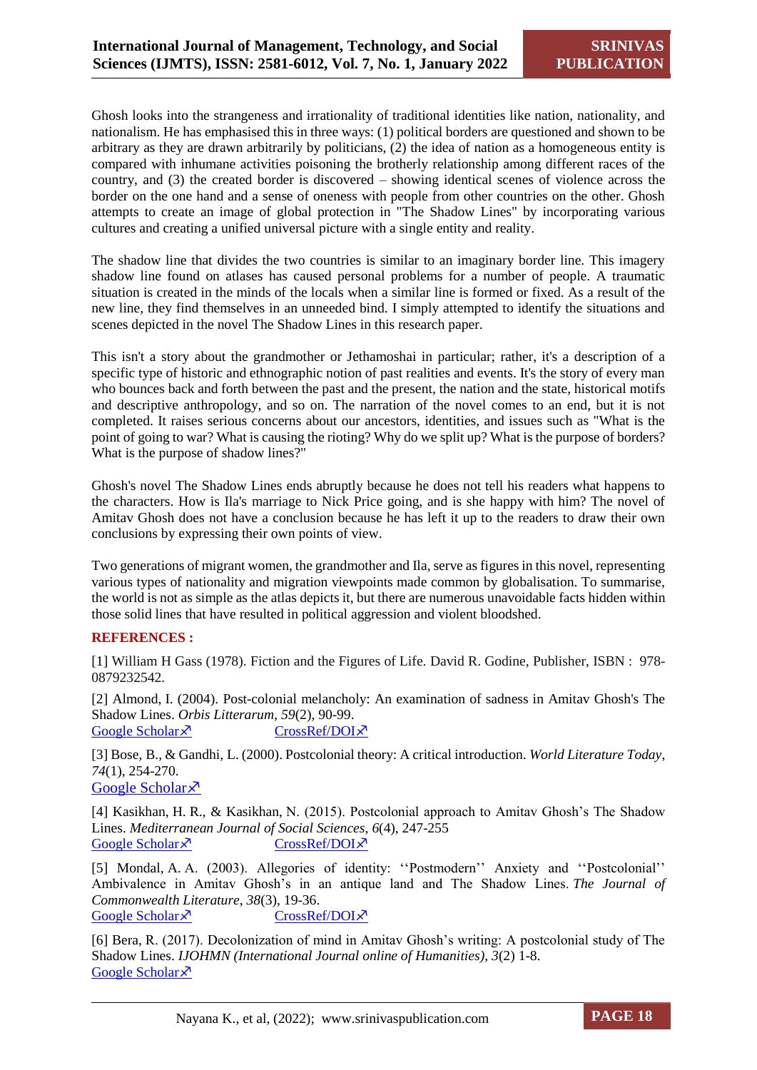Ghosh looks into the strangeness and irrationality of traditional identities like nation, nationality, and nationalism. He has emphasised this in three ways: (1) political borders are questioned and shown to be arbitrary as they are drawn arbitrarily by politicians, (2) the idea of nation as a homogeneous entity is compared with inhumane activities poisoning the brotherly relationship among different races of the country, and (3) the created border is discovered – showing identical scenes of violence across the border on the one hand and a sense of oneness with people from other countries on the other. Ghosh attempts to create an image of global protection in "The Shadow Lines" by incorporating various cultures and creating a unified universal picture with a single entity and reality.

The shadow line that divides the two countries is similar to an imaginary border line. This imagery shadow line found on atlases has caused personal problems for a number of people. A traumatic situation is created in the minds of the locals when a similar line is formed or fixed. As a result of the new line, they find themselves in an unneeded bind. I simply attempted to identify the situations and scenes depicted in the novel The Shadow Lines in this research paper.

This isn't a story about the grandmother or Jethamoshai in particular; rather, it's a description of a specific type of historic and ethnographic notion of past realities and events. It's the story of every man who bounces back and forth between the past and the present, the nation and the state, historical motifs and descriptive anthropology, and so on. The narration of the novel comes to an end, but it is not completed. It raises serious concerns about our ancestors, identities, and issues such as "What is the point of going to war? What is causing the rioting? Why do we split up? What is the purpose of borders? What is the purpose of shadow lines?"

Ghosh's novel The Shadow Lines ends abruptly because he does not tell his readers what happens to the characters. How is Ila's marriage to Nick Price going, and is she happy with him? The novel of Amitav Ghosh does not have a conclusion because he has left it up to the readers to draw their own conclusions by expressing their own points of view.

Two generations of migrant women, the grandmother and Ila, serve as figures in this novel, representing various types of nationality and migration viewpoints made common by globalisation. To summarise, the world is not as simple as the atlas depicts it, but there are numerous unavoidable facts hidden within those solid lines that have resulted in political aggression and violent bloodshed.

## REFERENCES :

[1] William H Gass (1978). Fiction and the Figures of Life. David R. Godine, Publisher, ISBN : 978-0879232542.

[2] Almond, I. (2004). Post-colonial melancholy: An examination of sadness in Amitav Ghosh's The Shadow Lines. *Orbis Litterarum*, *59*(2), 90-99.
Google Scholar CrossRef/DOI

[3] Bose, B., & Gandhi, L. (2000). Postcolonial theory: A critical introduction. *World Literature Today*, *74*(1), 254-270.
Google Scholar

[4] Kasikhan, H. R., & Kasikhan, N. (2015). Postcolonial approach to Amitav Ghosh's The Shadow Lines. *Mediterranean Journal of Social Sciences*, *6*(4), 247-255
Google Scholar CrossRef/DOI

[5] Mondal, A. A. (2003). Allegories of identity: ''Postmodern'' Anxiety and ''Postcolonial'' Ambivalence in Amitav Ghosh's in an antique land and The Shadow Lines. *The Journal of Commonwealth Literature*, *38*(3), 19-36.
Google Scholar CrossRef/DOI

[6] Bera, R. (2017). Decolonization of mind in Amitav Ghosh's writing: A postcolonial study of The Shadow Lines. *IJOHMN (International Journal online of Humanities)*, *3*(2) 1-8.
Google Scholar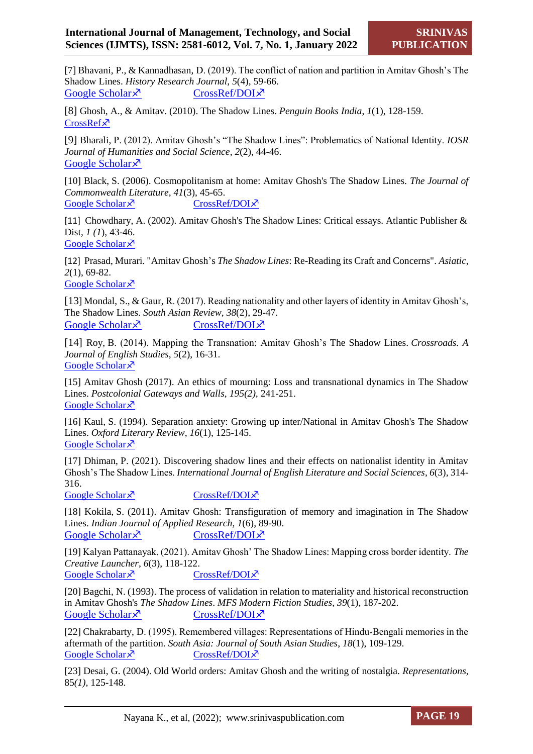[7] Bhavani, P., & Kannadhasan, D. (2019). The conflict of nation and partition in Amitav Ghosh's The Shadow Lines. *History Research Journal*, *5*(4), 59-66.
Google Scholar↗ CrossRef/DOI↗

[8] Ghosh, A., & Amitav. (2010). The Shadow Lines. *Penguin Books India*, *1*(1), 128-159.
CrossRef↗

[9] Bharali, P. (2012). Amitav Ghosh's "The Shadow Lines": Problematics of National Identity. *IOSR Journal of Humanities and Social Science*, *2*(2), 44-46.
Google Scholar↗

[10] Black, S. (2006). Cosmopolitanism at home: Amitav Ghosh's The Shadow Lines. *The Journal of Commonwealth Literature*, *41*(3), 45-65.
Google Scholar↗ CrossRef/DOI↗

[11] Chowdhary, A. (2002). Amitav Ghosh's The Shadow Lines: Critical essays. Atlantic Publisher & Dist, *1 (1)*, 43-46.
Google Scholar↗

[12] Prasad, Murari. "Amitav Ghosh's *The Shadow Lines*: Re-Reading its Craft and Concerns". *Asiatic*, *2*(1), 69-82.
Google Scholar↗

[13] Mondal, S., & Gaur, R. (2017). Reading nationality and other layers of identity in Amitav Ghosh's, The Shadow Lines. *South Asian Review*, *38*(2), 29-47.
Google Scholar↗ CrossRef/DOI↗

[14] Roy, B. (2014). Mapping the Transnation: Amitav Ghosh's The Shadow Lines. *Crossroads. A Journal of English Studies*, *5*(2), 16-31.
Google Scholar↗

[15] Amitav Ghosh (2017). An ethics of mourning: Loss and transnational dynamics in The Shadow Lines. *Postcolonial Gateways and Walls*, *195(2)*, 241-251.
Google Scholar↗

[16] Kaul, S. (1994). Separation anxiety: Growing up inter/National in Amitav Ghosh's The Shadow Lines. *Oxford Literary Review*, *16*(1), 125-145.
Google Scholar↗

[17] Dhiman, P. (2021). Discovering shadow lines and their effects on nationalist identity in Amitav Ghosh's The Shadow Lines. *International Journal of English Literature and Social Sciences*, *6*(3), 314-316.
Google Scholar↗ CrossRef/DOI↗

[18] Kokila, S. (2011). Amitav Ghosh: Transfiguration of memory and imagination in The Shadow Lines. *Indian Journal of Applied Research*, *1*(6), 89-90.
Google Scholar↗ CrossRef/DOI↗

[19] Kalyan Pattanayak. (2021). Amitav Ghosh' The Shadow Lines: Mapping cross border identity. *The Creative Launcher*, *6*(3), 118-122.
Google Scholar↗ CrossRef/DOI↗

[20] Bagchi, N. (1993). The process of validation in relation to materiality and historical reconstruction in Amitav Ghosh's *The Shadow Lines*. *MFS Modern Fiction Studies*, *39*(1), 187-202.
Google Scholar↗ CrossRef/DOI↗

[22] Chakrabarty, D. (1995). Remembered villages: Representations of Hindu-Bengali memories in the aftermath of the partition. *South Asia: Journal of South Asian Studies*, *18*(1), 109-129.
Google Scholar↗ CrossRef/DOI↗

[23] Desai, G. (2004). Old World orders: Amitav Ghosh and the writing of nostalgia. *Representations*, 85*(1)*, 125-148.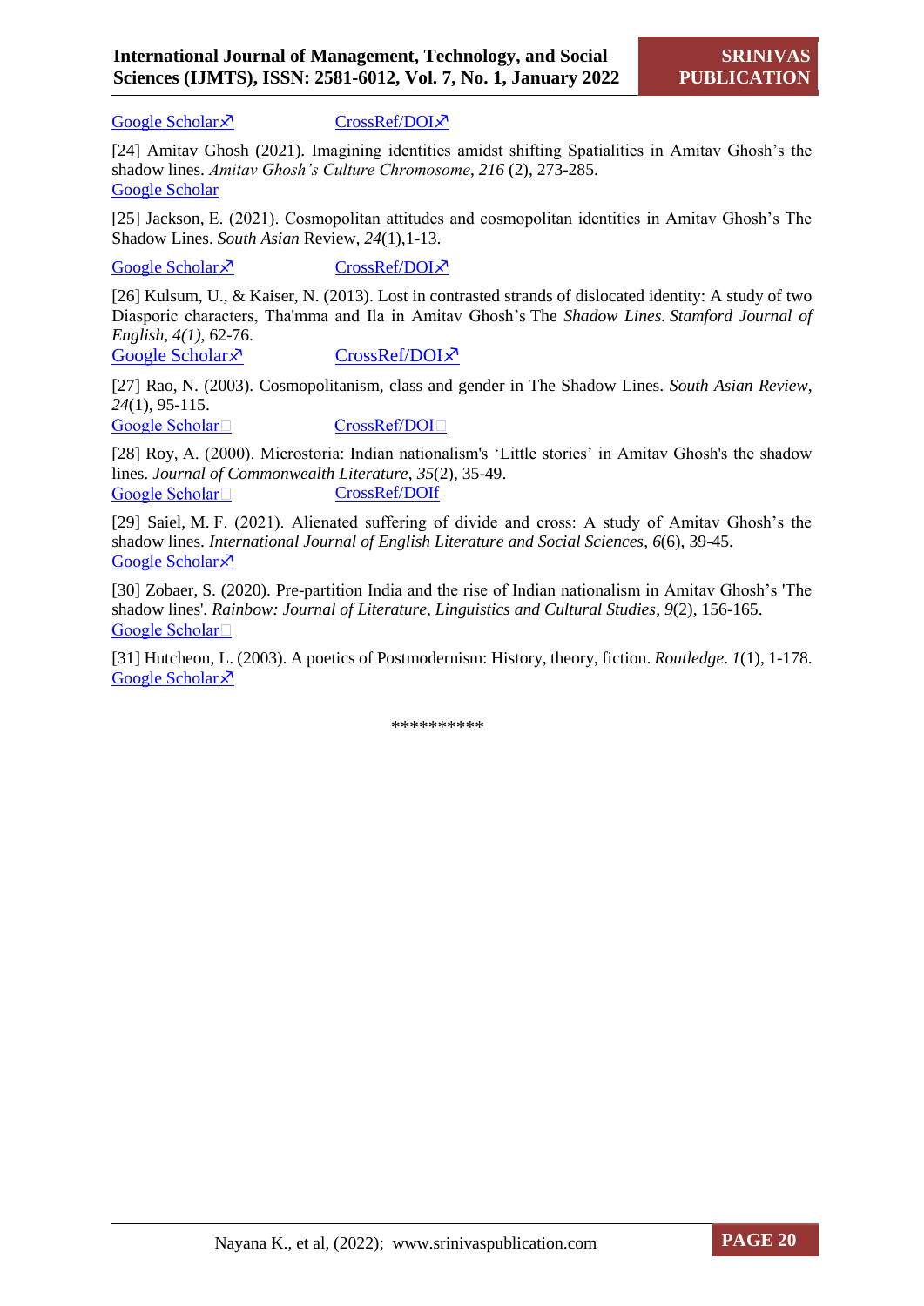[Google Scholar↗](#) [CrossRef/DOI↗](#)

[24] Amitav Ghosh (2021). Imagining identities amidst shifting Spatialities in Amitav Ghosh's the shadow lines. *Amitav Ghosh's Culture Chromosome*, *216* (2), 273-285.
[Google Scholar](#)

[25] Jackson, E. (2021). Cosmopolitan attitudes and cosmopolitan identities in Amitav Ghosh's The Shadow Lines. *South Asian* Review, *24*(1),1-13.

[Google Scholar↗](#) [CrossRef/DOI↗](#)

[26] Kulsum, U., & Kaiser, N. (2013). Lost in contrasted strands of dislocated identity: A study of two Diasporic characters, Tha'mma and Ila in Amitav Ghosh's The *Shadow Lines. Stamford Journal of English*, *4(1)*, 62-76.
[Google Scholar↗](#) [CrossRef/DOI↗](#)

[27] Rao, N. (2003). Cosmopolitanism, class and gender in The Shadow Lines. *South Asian Review*, *24*(1), 95-115.
[Google Scholar](#) [CrossRef/DOI](#)

[28] Roy, A. (2000). Microstoria: Indian nationalism's 'Little stories' in Amitav Ghosh's the shadow lines. *Journal of Commonwealth Literature*, *35*(2), 35-49.
[Google Scholar](#) [CrossRef/DOIf](#)

[29] Saiel, M. F. (2021). Alienated suffering of divide and cross: A study of Amitav Ghosh's the shadow lines. *International Journal of English Literature and Social Sciences*, *6*(6), 39-45.
[Google Scholar↗](#)

[30] Zobaer, S. (2020). Pre-partition India and the rise of Indian nationalism in Amitav Ghosh's 'The shadow lines'. *Rainbow: Journal of Literature, Linguistics and Cultural Studies*, *9*(2), 156-165.
[Google Scholar](#)

[31] Hutcheon, L. (2003). A poetics of Postmodernism: History, theory, fiction. *Routledge*. *1*(1), 1-178.
[Google Scholar↗](#)

**********